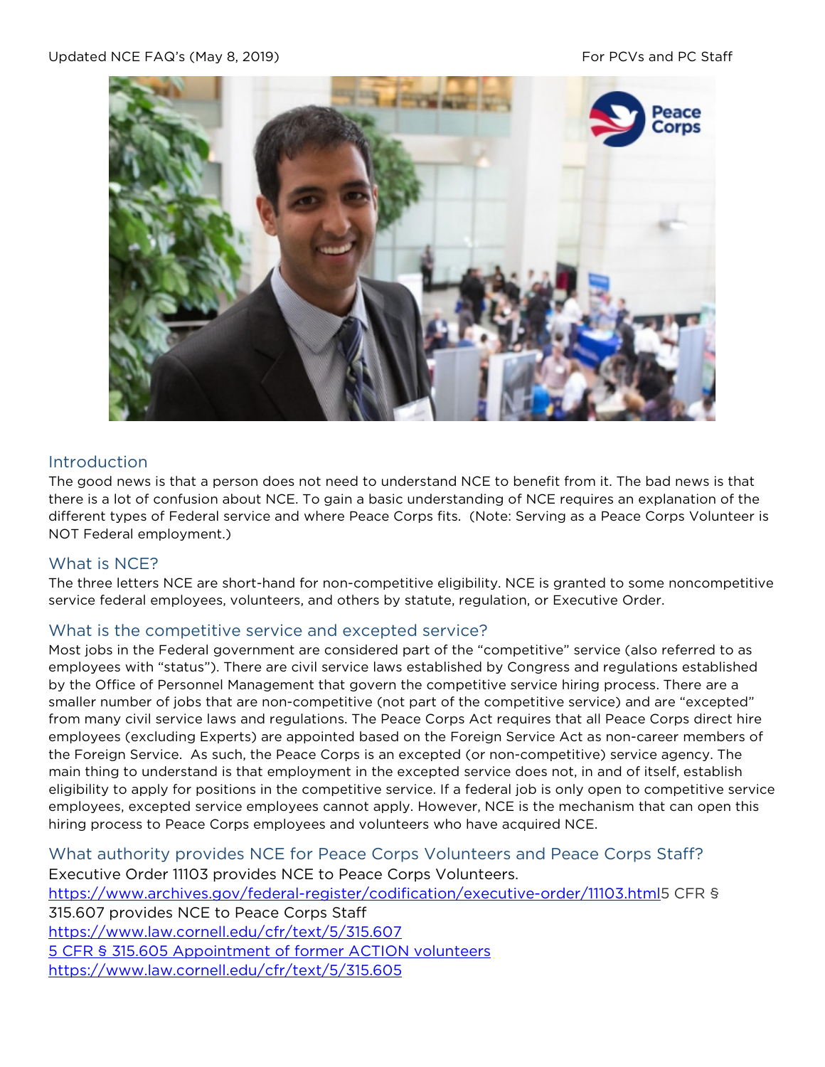Updated NCE FAQ's (May 8, 2019) For PCVs and PC Staff

## Introduction

The good news is that a person does not need to understand NCE to benefit from it. The bad news is that there is a lot of confusion about NCE. To gain a basic understanding of NCE requires an explanation of the different types of Federal service and where Peace Corps fits. (Note: Serving as a Peace Corps Volunteer is NOT Federal employment.)

## What is NCE?

The three letters NCE are short-hand for non-competitive eligibility. NCE is granted to some noncompetitive service federal employees, volunteers, and others by statute, regulation, or Executive Order.

## What is the competitive service and excepted service?

Most jobs in the Federal government are considered part of the "competitive" service (also referred to as employees with "status"). There are civil service laws established by Congress and regulations established by the Office of Personnel Management that govern the competitive service hiring process. There are a smaller number of jobs that are non-competitive (not part of the competitive service) and are "excepted" from many civil service laws and regulations. The Peace Corps Act requires that all Peace Corps direct hire employees (excluding Experts) are appointed based on the Foreign Service Act as non-career members of the Foreign Service. As such, the Peace Corps is an excepted (or non-competitive) service agency. The main thing to understand is that employment in the excepted service does not, in and of itself, establish eligibility to apply for positions in the competitive service. If a federal job is only open to competitive service employees, excepted service employees cannot apply. However, NCE is the mechanism that can open this hiring process to Peace Corps employees and volunteers who have acquired NCE.

## What authority provides NCE for Peace Corps Volunteers and Peace Corps Staff?

Executive Order 11103 provides NCE to Peace Corps Volunteers.
https://www.archives.gov/federal-register/codification/executive-order/11103.html 5 CFR § 315.607 provides NCE to Peace Corps Staff
https://www.law.cornell.edu/cfr/text/5/315.607
5 CFR § 315.605 Appointment of former ACTION volunteers
https://www.law.cornell.edu/cfr/text/5/315.605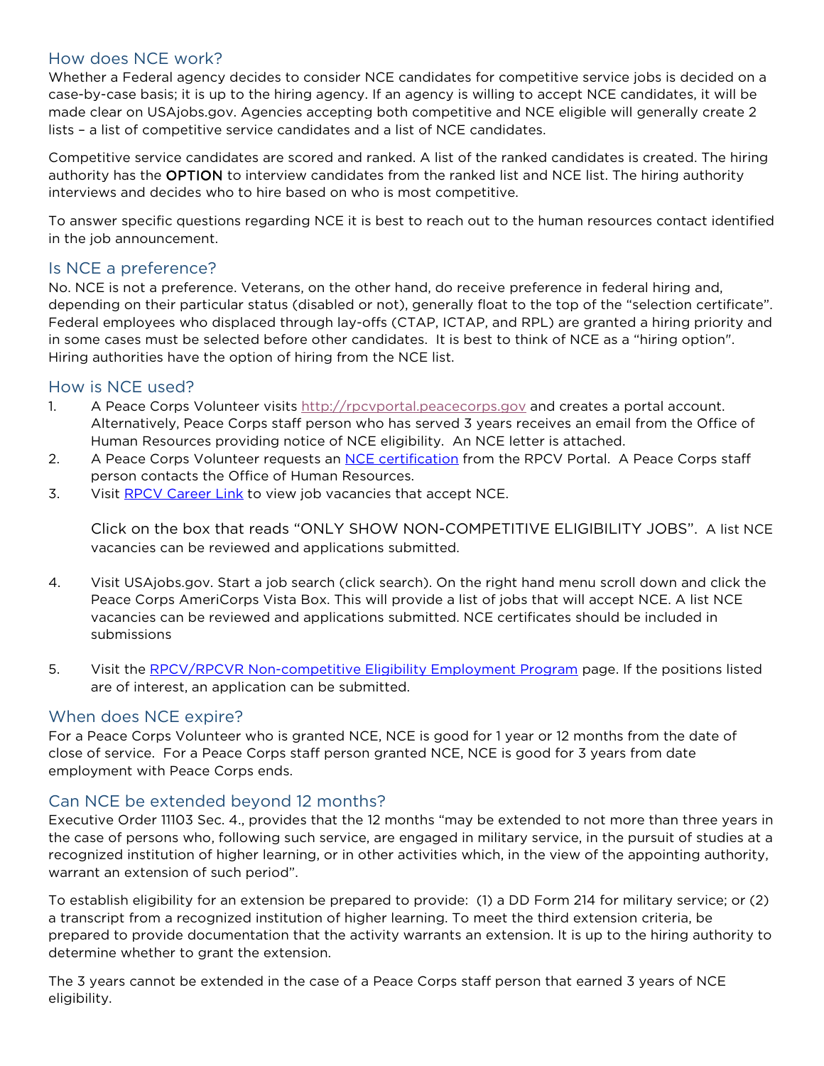## How does NCE work?

Whether a Federal agency decides to consider NCE candidates for competitive service jobs is decided on a case-by-case basis; it is up to the hiring agency. If an agency is willing to accept NCE candidates, it will be made clear on USAjobs.gov. Agencies accepting both competitive and NCE eligible will generally create 2 lists – a list of competitive service candidates and a list of NCE candidates.

Competitive service candidates are scored and ranked. A list of the ranked candidates is created. The hiring authority has the **OPTION** to interview candidates from the ranked list and NCE list. The hiring authority interviews and decides who to hire based on who is most competitive.

To answer specific questions regarding NCE it is best to reach out to the human resources contact identified in the job announcement.

## Is NCE a preference?

No. NCE is not a preference. Veterans, on the other hand, do receive preference in federal hiring and, depending on their particular status (disabled or not), generally float to the top of the "selection certificate". Federal employees who displaced through lay-offs (CTAP, ICTAP, and RPL) are granted a hiring priority and in some cases must be selected before other candidates. It is best to think of NCE as a "hiring option". Hiring authorities have the option of hiring from the NCE list.

## How is NCE used?

1. A Peace Corps Volunteer visits http://rpcvportal.peacecorps.gov and creates a portal account. Alternatively, Peace Corps staff person who has served 3 years receives an email from the Office of Human Resources providing notice of NCE eligibility. An NCE letter is attached.
2. A Peace Corps Volunteer requests an NCE certification from the RPCV Portal. A Peace Corps staff person contacts the Office of Human Resources.
3. Visit RPCV Career Link to view job vacancies that accept NCE.

   Click on the box that reads "ONLY SHOW NON-COMPETITIVE ELIGIBILITY JOBS". A list NCE vacancies can be reviewed and applications submitted.

4. Visit USAjobs.gov. Start a job search (click search). On the right hand menu scroll down and click the Peace Corps AmeriCorps Vista Box. This will provide a list of jobs that will accept NCE. A list NCE vacancies can be reviewed and applications submitted. NCE certificates should be included in submissions

5. Visit the RPCV/RPCVR Non-competitive Eligibility Employment Program page. If the positions listed are of interest, an application can be submitted.

## When does NCE expire?

For a Peace Corps Volunteer who is granted NCE, NCE is good for 1 year or 12 months from the date of close of service. For a Peace Corps staff person granted NCE, NCE is good for 3 years from date employment with Peace Corps ends.

## Can NCE be extended beyond 12 months?

Executive Order 11103 Sec. 4., provides that the 12 months "may be extended to not more than three years in the case of persons who, following such service, are engaged in military service, in the pursuit of studies at a recognized institution of higher learning, or in other activities which, in the view of the appointing authority, warrant an extension of such period".

To establish eligibility for an extension be prepared to provide: (1) a DD Form 214 for military service; or (2) a transcript from a recognized institution of higher learning. To meet the third extension criteria, be prepared to provide documentation that the activity warrants an extension. It is up to the hiring authority to determine whether to grant the extension.

The 3 years cannot be extended in the case of a Peace Corps staff person that earned 3 years of NCE eligibility.